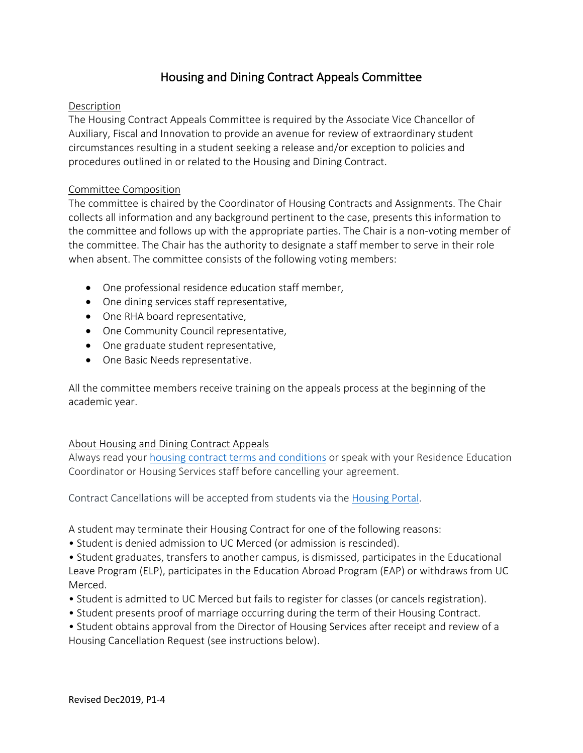# Housing and Dining Contract Appeals Committee

## Description

The Housing Contract Appeals Committee is required by the Associate Vice Chancellor of Auxiliary, Fiscal and Innovation to provide an avenue for review of extraordinary student circumstances resulting in a student seeking a release and/or exception to policies and procedures outlined in or related to the Housing and Dining Contract.

## Committee Composition

The committee is chaired by the Coordinator of Housing Contracts and Assignments. The Chair collects all information and any background pertinent to the case, presents this information to the committee and follows up with the appropriate parties. The Chair is a non-voting member of the committee. The Chair has the authority to designate a staff member to serve in their role when absent. The committee consists of the following voting members:

- One professional residence education staff member,
- One dining services staff representative,
- One RHA board representative,
- One Community Council representative,
- One graduate student representative,
- One Basic Needs representative.

All the committee members receive training on the appeals process at the beginning of the academic year.

## About Housing and Dining Contract Appeals

Always read your housing contract terms and conditions or speak with your Residence Education Coordinator or Housing Services staff before cancelling your agreement.

Contract Cancellations will be accepted from students via the Housing Portal.

A student may terminate their Housing Contract for one of the following reasons:

- Student is denied admission to UC Merced (or admission is rescinded).
- Student graduates, transfers to another campus, is dismissed, participates in the Educational Leave Program (ELP), participates in the Education Abroad Program (EAP) or withdraws from UC Merced.
- Student is admitted to UC Merced but fails to register for classes (or cancels registration).
- Student presents proof of marriage occurring during the term of their Housing Contract.
- Student obtains approval from the Director of Housing Services after receipt and review of a Housing Cancellation Request (see instructions below).

Revised Dec2019, P1-4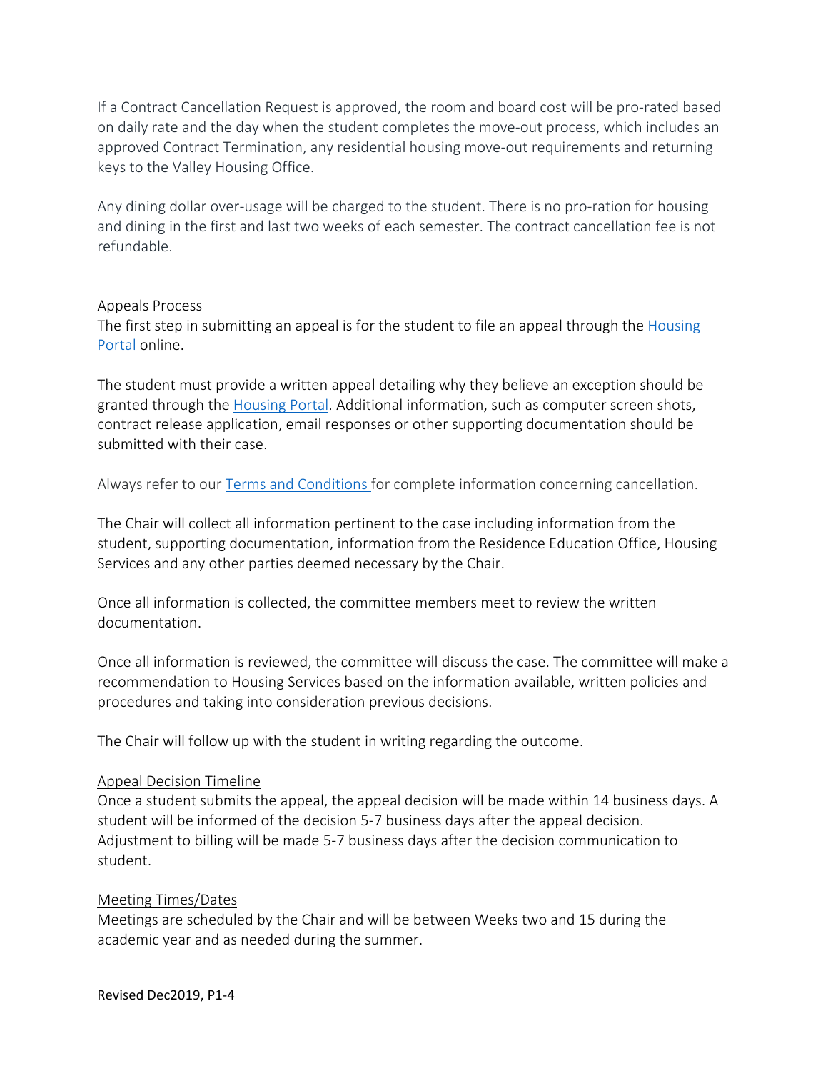If a Contract Cancellation Request is approved, the room and board cost will be pro-rated based on daily rate and the day when the student completes the move-out process, which includes an approved Contract Termination, any residential housing move-out requirements and returning keys to the Valley Housing Office.

Any dining dollar over-usage will be charged to the student. There is no pro-ration for housing and dining in the first and last two weeks of each semester. The contract cancellation fee is not refundable.

## Appeals Process

The first step in submitting an appeal is for the student to file an appeal through the Housing Portal online.

The student must provide a written appeal detailing why they believe an exception should be granted through the Housing Portal. Additional information, such as computer screen shots, contract release application, email responses or other supporting documentation should be submitted with their case.

Always refer to our Terms and Conditions for complete information concerning cancellation.

The Chair will collect all information pertinent to the case including information from the student, supporting documentation, information from the Residence Education Office, Housing Services and any other parties deemed necessary by the Chair.

Once all information is collected, the committee members meet to review the written documentation.

Once all information is reviewed, the committee will discuss the case. The committee will make a recommendation to Housing Services based on the information available, written policies and procedures and taking into consideration previous decisions.

The Chair will follow up with the student in writing regarding the outcome.

## Appeal Decision Timeline

Once a student submits the appeal, the appeal decision will be made within 14 business days. A student will be informed of the decision 5-7 business days after the appeal decision. Adjustment to billing will be made 5-7 business days after the decision communication to student.

## Meeting Times/Dates

Meetings are scheduled by the Chair and will be between Weeks two and 15 during the academic year and as needed during the summer.

Revised Dec2019, P1-4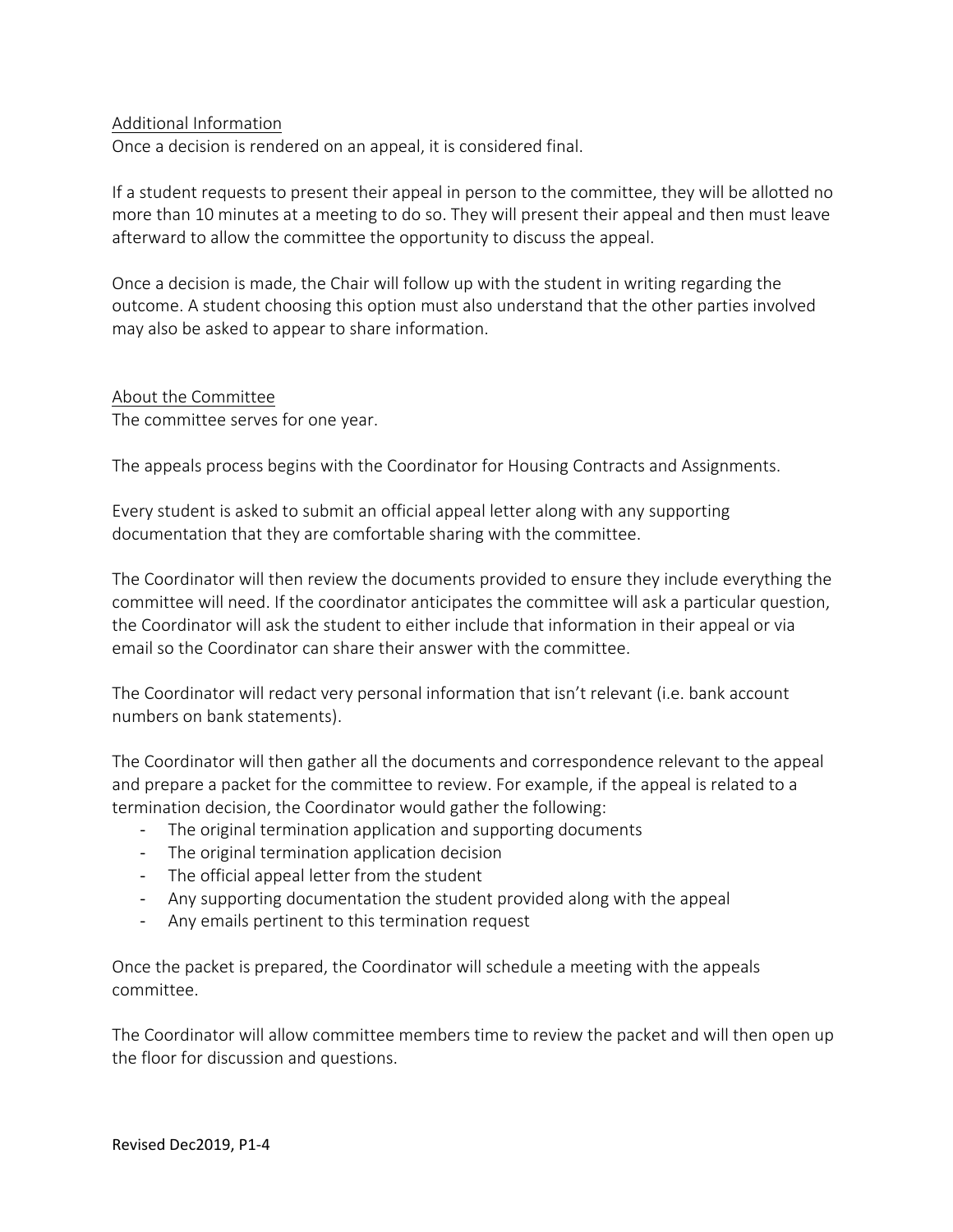## Additional Information

Once a decision is rendered on an appeal, it is considered final.

If a student requests to present their appeal in person to the committee, they will be allotted no more than 10 minutes at a meeting to do so. They will present their appeal and then must leave afterward to allow the committee the opportunity to discuss the appeal.

Once a decision is made, the Chair will follow up with the student in writing regarding the outcome. A student choosing this option must also understand that the other parties involved may also be asked to appear to share information.

## About the Committee

The committee serves for one year.

The appeals process begins with the Coordinator for Housing Contracts and Assignments.

Every student is asked to submit an official appeal letter along with any supporting documentation that they are comfortable sharing with the committee.

The Coordinator will then review the documents provided to ensure they include everything the committee will need. If the coordinator anticipates the committee will ask a particular question, the Coordinator will ask the student to either include that information in their appeal or via email so the Coordinator can share their answer with the committee.

The Coordinator will redact very personal information that isn't relevant (i.e. bank account numbers on bank statements).

The Coordinator will then gather all the documents and correspondence relevant to the appeal and prepare a packet for the committee to review. For example, if the appeal is related to a termination decision, the Coordinator would gather the following:

- The original termination application and supporting documents
- The original termination application decision
- The official appeal letter from the student
- Any supporting documentation the student provided along with the appeal
- Any emails pertinent to this termination request

Once the packet is prepared, the Coordinator will schedule a meeting with the appeals committee.

The Coordinator will allow committee members time to review the packet and will then open up the floor for discussion and questions.

Revised Dec2019, P1-4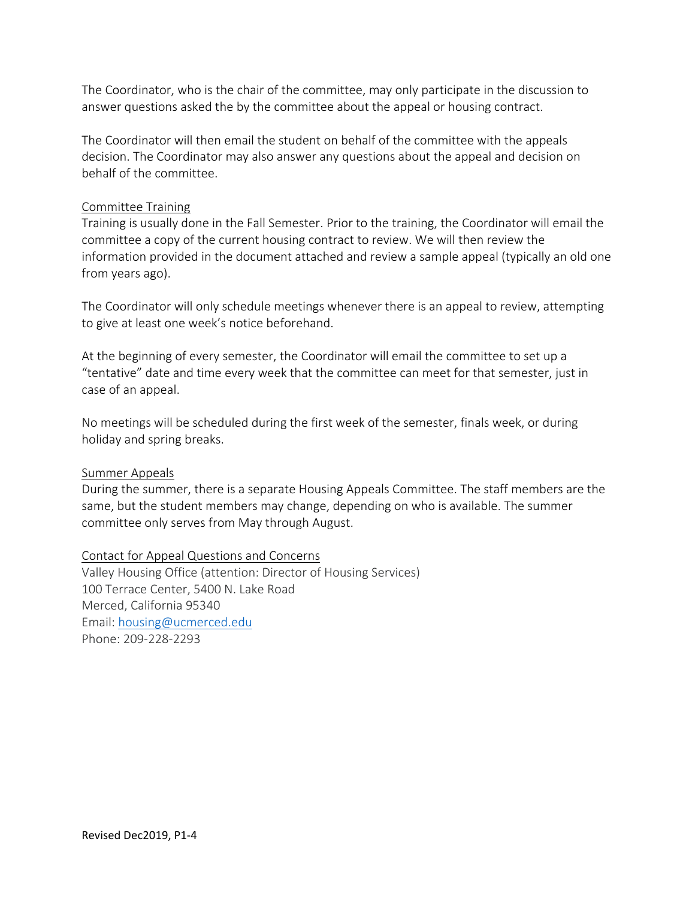The Coordinator, who is the chair of the committee, may only participate in the discussion to answer questions asked the by the committee about the appeal or housing contract.

The Coordinator will then email the student on behalf of the committee with the appeals decision. The Coordinator may also answer any questions about the appeal and decision on behalf of the committee.

Committee Training

Training is usually done in the Fall Semester. Prior to the training, the Coordinator will email the committee a copy of the current housing contract to review. We will then review the information provided in the document attached and review a sample appeal (typically an old one from years ago).

The Coordinator will only schedule meetings whenever there is an appeal to review, attempting to give at least one week's notice beforehand.

At the beginning of every semester, the Coordinator will email the committee to set up a "tentative" date and time every week that the committee can meet for that semester, just in case of an appeal.

No meetings will be scheduled during the first week of the semester, finals week, or during holiday and spring breaks.

Summer Appeals

During the summer, there is a separate Housing Appeals Committee. The staff members are the same, but the student members may change, depending on who is available. The summer committee only serves from May through August.

Contact for Appeal Questions and Concerns

Valley Housing Office (attention: Director of Housing Services)
100 Terrace Center, 5400 N. Lake Road
Merced, California 95340
Email: housing@ucmerced.edu
Phone: 209-228-2293

Revised Dec2019, P1-4